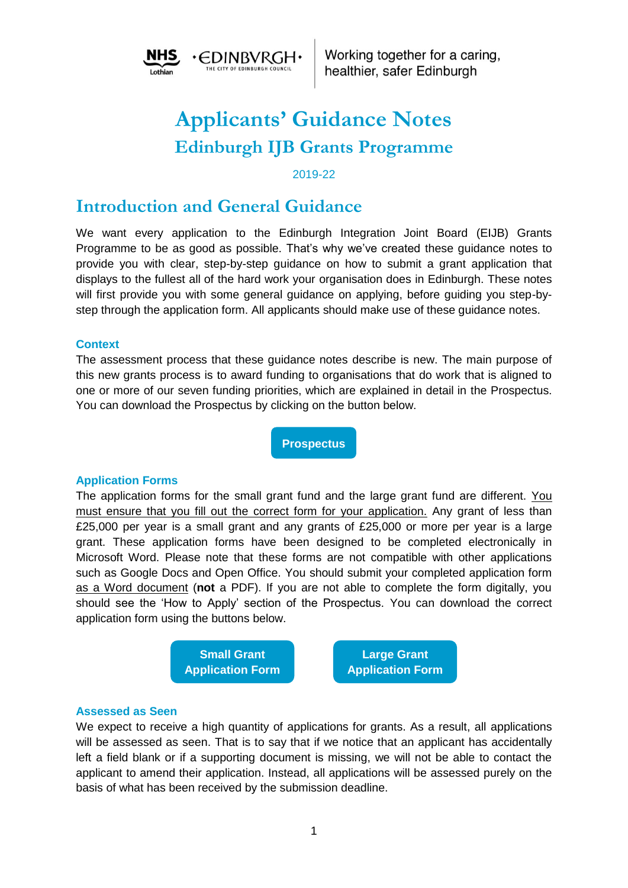NHS Lothian · EDINBVRGH · THE CITY OF EDINBURGH COUNCIL

Working together for a caring, healthier, safer Edinburgh

# Applicants' Guidance Notes

## Edinburgh IJB Grants Programme

2019-22

## Introduction and General Guidance

We want every application to the Edinburgh Integration Joint Board (EIJB) Grants Programme to be as good as possible. That's why we've created these guidance notes to provide you with clear, step-by-step guidance on how to submit a grant application that displays to the fullest all of the hard work your organisation does in Edinburgh. These notes will first provide you with some general guidance on applying, before guiding you step-by-step through the application form. All applicants should make use of these guidance notes.

### Context

The assessment process that these guidance notes describe is new. The main purpose of this new grants process is to award funding to organisations that do work that is aligned to one or more of our seven funding priorities, which are explained in detail in the Prospectus. You can download the Prospectus by clicking on the button below.

**Prospectus**

### Application Forms

The application forms for the small grant fund and the large grant fund are different. You must ensure that you fill out the correct form for your application. Any grant of less than £25,000 per year is a small grant and any grants of £25,000 or more per year is a large grant. These application forms have been designed to be completed electronically in Microsoft Word. Please note that these forms are not compatible with other applications such as Google Docs and Open Office. You should submit your completed application form as a Word document (**not** a PDF). If you are not able to complete the form digitally, you should see the 'How to Apply' section of the Prospectus. You can download the correct application form using the buttons below.

**Small Grant Application Form** | **Large Grant Application Form**

### Assessed as Seen

We expect to receive a high quantity of applications for grants. As a result, all applications will be assessed as seen. That is to say that if we notice that an applicant has accidentally left a field blank or if a supporting document is missing, we will not be able to contact the applicant to amend their application. Instead, all applications will be assessed purely on the basis of what has been received by the submission deadline.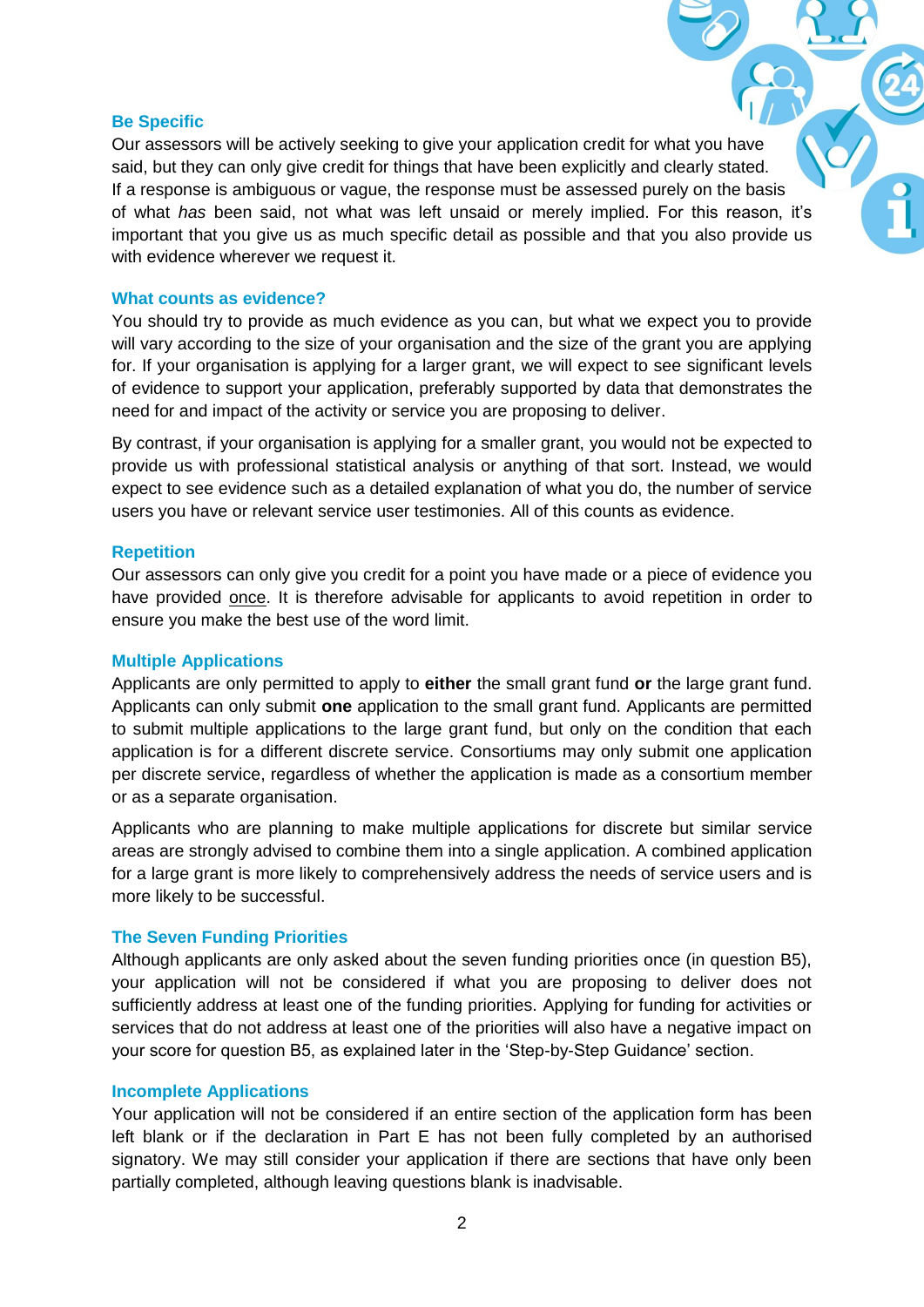### Be Specific

Our assessors will be actively seeking to give your application credit for what you have said, but they can only give credit for things that have been explicitly and clearly stated. If a response is ambiguous or vague, the response must be assessed purely on the basis of what *has* been said, not what was left unsaid or merely implied. For this reason, it's important that you give us as much specific detail as possible and that you also provide us with evidence wherever we request it.

### What counts as evidence?

You should try to provide as much evidence as you can, but what we expect you to provide will vary according to the size of your organisation and the size of the grant you are applying for. If your organisation is applying for a larger grant, we will expect to see significant levels of evidence to support your application, preferably supported by data that demonstrates the need for and impact of the activity or service you are proposing to deliver.

By contrast, if your organisation is applying for a smaller grant, you would not be expected to provide us with professional statistical analysis or anything of that sort. Instead, we would expect to see evidence such as a detailed explanation of what you do, the number of service users you have or relevant service user testimonies. All of this counts as evidence.

### Repetition

Our assessors can only give you credit for a point you have made or a piece of evidence you have provided once. It is therefore advisable for applicants to avoid repetition in order to ensure you make the best use of the word limit.

### Multiple Applications

Applicants are only permitted to apply to **either** the small grant fund **or** the large grant fund. Applicants can only submit **one** application to the small grant fund. Applicants are permitted to submit multiple applications to the large grant fund, but only on the condition that each application is for a different discrete service. Consortiums may only submit one application per discrete service, regardless of whether the application is made as a consortium member or as a separate organisation.

Applicants who are planning to make multiple applications for discrete but similar service areas are strongly advised to combine them into a single application. A combined application for a large grant is more likely to comprehensively address the needs of service users and is more likely to be successful.

### The Seven Funding Priorities

Although applicants are only asked about the seven funding priorities once (in question B5), your application will not be considered if what you are proposing to deliver does not sufficiently address at least one of the funding priorities. Applying for funding for activities or services that do not address at least one of the priorities will also have a negative impact on your score for question B5, as explained later in the 'Step-by-Step Guidance' section.

### Incomplete Applications

Your application will not be considered if an entire section of the application form has been left blank or if the declaration in Part E has not been fully completed by an authorised signatory. We may still consider your application if there are sections that have only been partially completed, although leaving questions blank is inadvisable.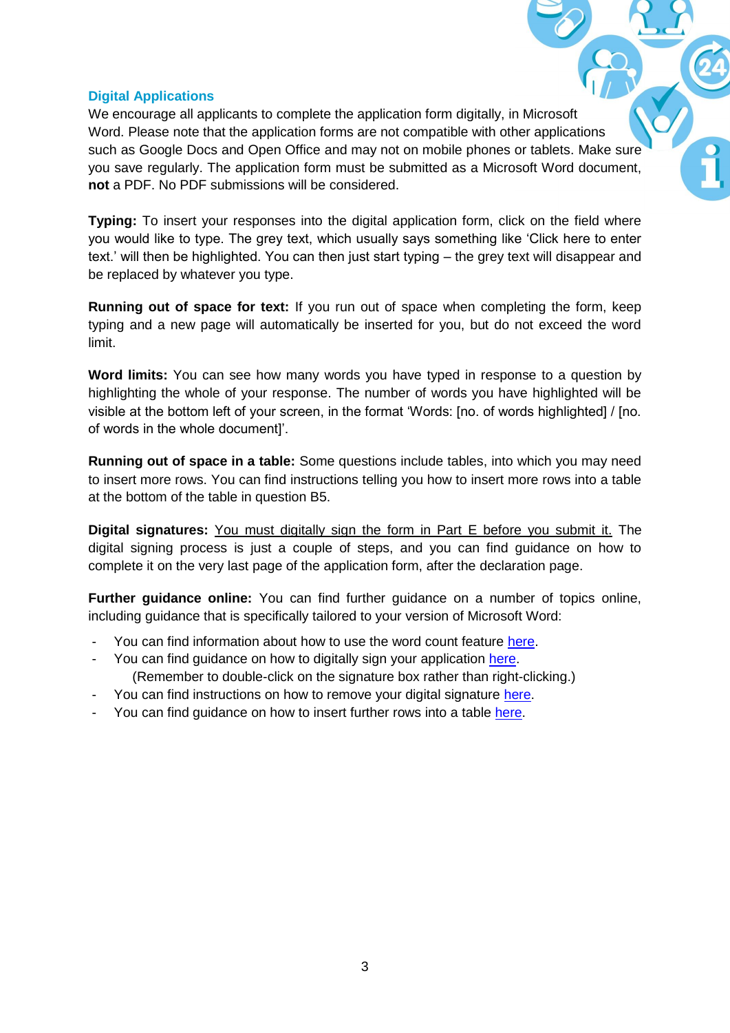## Digital Applications

We encourage all applicants to complete the application form digitally, in Microsoft Word. Please note that the application forms are not compatible with other applications such as Google Docs and Open Office and may not on mobile phones or tablets. Make sure you save regularly. The application form must be submitted as a Microsoft Word document, **not** a PDF. No PDF submissions will be considered.

**Typing:** To insert your responses into the digital application form, click on the field where you would like to type. The grey text, which usually says something like 'Click here to enter text.' will then be highlighted. You can then just start typing – the grey text will disappear and be replaced by whatever you type.

**Running out of space for text:** If you run out of space when completing the form, keep typing and a new page will automatically be inserted for you, but do not exceed the word limit.

**Word limits:** You can see how many words you have typed in response to a question by highlighting the whole of your response. The number of words you have highlighted will be visible at the bottom left of your screen, in the format 'Words: [no. of words highlighted] / [no. of words in the whole document]'.

**Running out of space in a table:** Some questions include tables, into which you may need to insert more rows. You can find instructions telling you how to insert more rows into a table at the bottom of the table in question B5.

**Digital signatures:** <u>You must digitally sign the form in Part E before you submit it.</u> The digital signing process is just a couple of steps, and you can find guidance on how to complete it on the very last page of the application form, after the declaration page.

**Further guidance online:** You can find further guidance on a number of topics online, including guidance that is specifically tailored to your version of Microsoft Word:

- You can find information about how to use the word count feature here.
- You can find guidance on how to digitally sign your application here.
  (Remember to double-click on the signature box rather than right-clicking.)
- You can find instructions on how to remove your digital signature here.
- You can find guidance on how to insert further rows into a table here.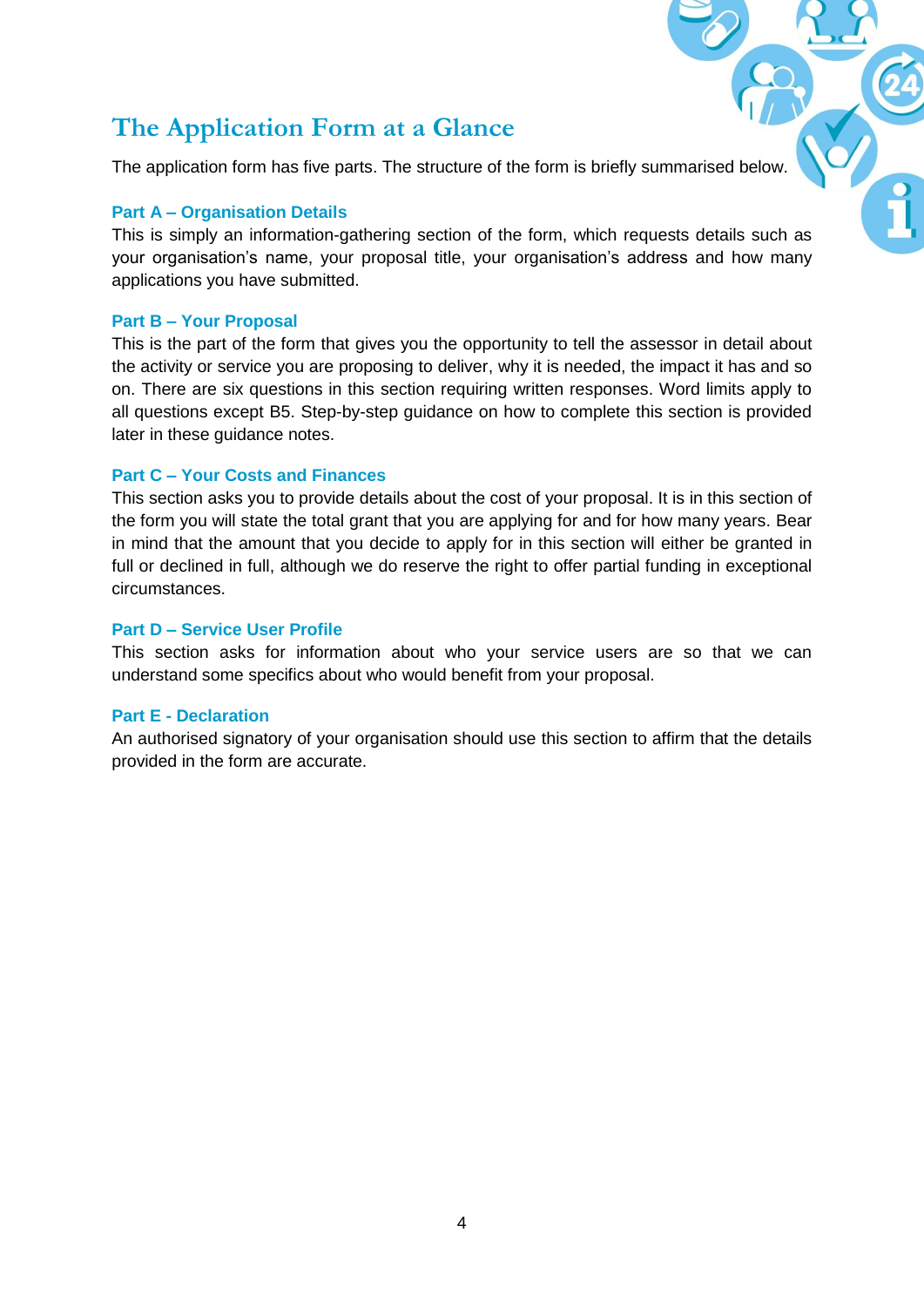## The Application Form at a Glance

The application form has five parts. The structure of the form is briefly summarised below.

### Part A – Organisation Details

This is simply an information-gathering section of the form, which requests details such as your organisation's name, your proposal title, your organisation's address and how many applications you have submitted.

### Part B – Your Proposal

This is the part of the form that gives you the opportunity to tell the assessor in detail about the activity or service you are proposing to deliver, why it is needed, the impact it has and so on. There are six questions in this section requiring written responses. Word limits apply to all questions except B5. Step-by-step guidance on how to complete this section is provided later in these guidance notes.

### Part C – Your Costs and Finances

This section asks you to provide details about the cost of your proposal. It is in this section of the form you will state the total grant that you are applying for and for how many years. Bear in mind that the amount that you decide to apply for in this section will either be granted in full or declined in full, although we do reserve the right to offer partial funding in exceptional circumstances.

### Part D – Service User Profile

This section asks for information about who your service users are so that we can understand some specifics about who would benefit from your proposal.

### Part E - Declaration

An authorised signatory of your organisation should use this section to affirm that the details provided in the form are accurate.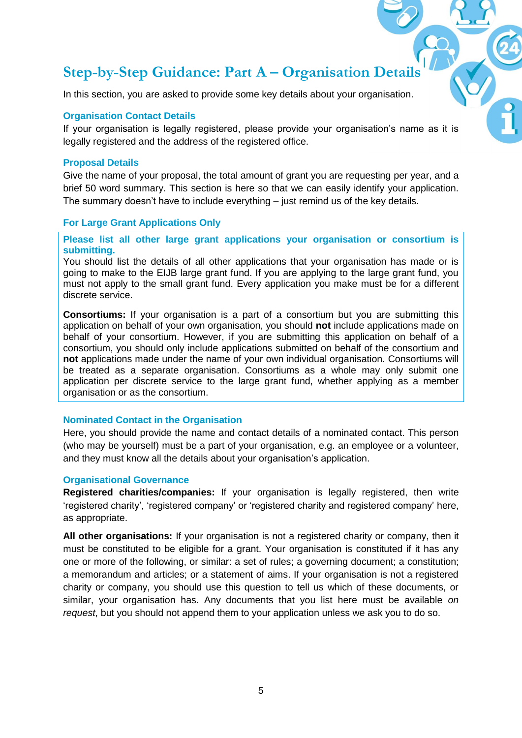## Step-by-Step Guidance: Part A – Organisation Details

In this section, you are asked to provide some key details about your organisation.

### Organisation Contact Details

If your organisation is legally registered, please provide your organisation's name as it is legally registered and the address of the registered office.

### Proposal Details

Give the name of your proposal, the total amount of grant you are requesting per year, and a brief 50 word summary. This section is here so that we can easily identify your application. The summary doesn't have to include everything – just remind us of the key details.

### For Large Grant Applications Only

**Please list all other large grant applications your organisation or consortium is submitting.**

You should list the details of all other applications that your organisation has made or is going to make to the EIJB large grant fund. If you are applying to the large grant fund, you must not apply to the small grant fund. Every application you make must be for a different discrete service.

**Consortiums:** If your organisation is a part of a consortium but you are submitting this application on behalf of your own organisation, you should **not** include applications made on behalf of your consortium. However, if you are submitting this application on behalf of a consortium, you should only include applications submitted on behalf of the consortium and **not** applications made under the name of your own individual organisation. Consortiums will be treated as a separate organisation. Consortiums as a whole may only submit one application per discrete service to the large grant fund, whether applying as a member organisation or as the consortium.

### Nominated Contact in the Organisation

Here, you should provide the name and contact details of a nominated contact. This person (who may be yourself) must be a part of your organisation, e.g. an employee or a volunteer, and they must know all the details about your organisation's application.

### Organisational Governance

**Registered charities/companies:** If your organisation is legally registered, then write 'registered charity', 'registered company' or 'registered charity and registered company' here, as appropriate.

**All other organisations:** If your organisation is not a registered charity or company, then it must be constituted to be eligible for a grant. Your organisation is constituted if it has any one or more of the following, or similar: a set of rules; a governing document; a constitution; a memorandum and articles; or a statement of aims. If your organisation is not a registered charity or company, you should use this question to tell us which of these documents, or similar, your organisation has. Any documents that you list here must be available *on request*, but you should not append them to your application unless we ask you to do so.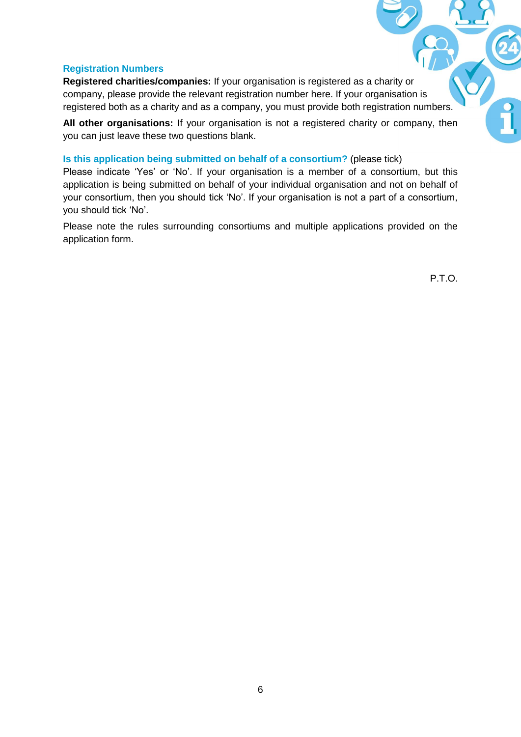### Registration Numbers

**Registered charities/companies:** If your organisation is registered as a charity or company, please provide the relevant registration number here. If your organisation is registered both as a charity and as a company, you must provide both registration numbers.

**All other organisations:** If your organisation is not a registered charity or company, then you can just leave these two questions blank.

### Is this application being submitted on behalf of a consortium? (please tick)

Please indicate 'Yes' or 'No'. If your organisation is a member of a consortium, but this application is being submitted on behalf of your individual organisation and not on behalf of your consortium, then you should tick 'No'. If your organisation is not a part of a consortium, you should tick 'No'.

Please note the rules surrounding consortiums and multiple applications provided on the application form.

P.T.O.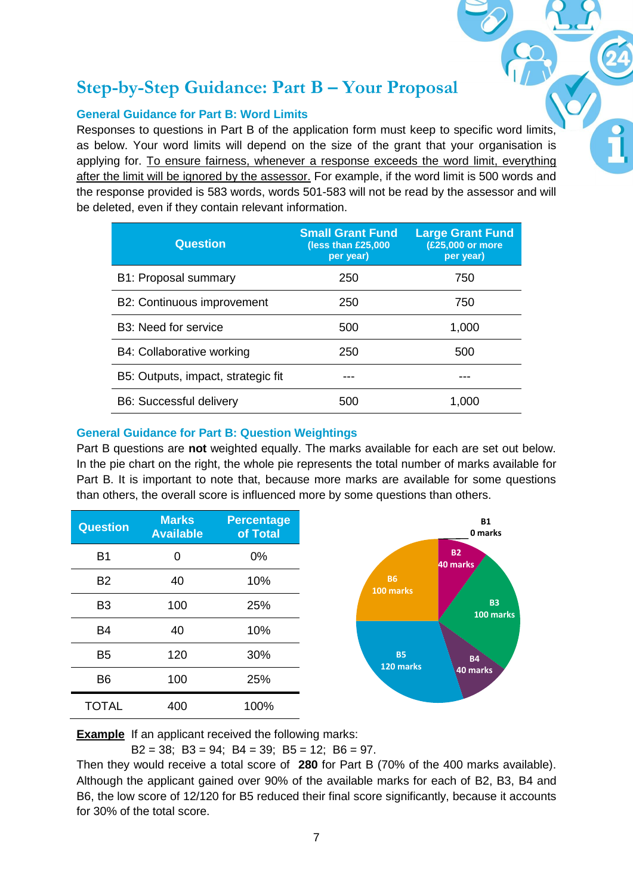# Step-by-Step Guidance: Part B – Your Proposal

### General Guidance for Part B: Word Limits

Responses to questions in Part B of the application form must keep to specific word limits, as below. Your word limits will depend on the size of the grant that your organisation is applying for. <u>To ensure fairness, whenever a response exceeds the word limit, everything after the limit will be ignored by the assessor.</u> For example, if the word limit is 500 words and the response provided is 583 words, words 501-583 will not be read by the assessor and will be deleted, even if they contain relevant information.

| Question | Small Grant Fund (less than £25,000 per year) | Large Grant Fund (£25,000 or more per year) |
|---|---|---|
| B1: Proposal summary | 250 | 750 |
| B2: Continuous improvement | 250 | 750 |
| B3: Need for service | 500 | 1,000 |
| B4: Collaborative working | 250 | 500 |
| B5: Outputs, impact, strategic fit | --- | --- |
| B6: Successful delivery | 500 | 1,000 |

### General Guidance for Part B: Question Weightings

Part B questions are **not** weighted equally. The marks available for each are set out below. In the pie chart on the right, the whole pie represents the total number of marks available for Part B. It is important to note that, because more marks are available for some questions than others, the overall score is influenced more by some questions than others.

| Question | Marks Available | Percentage of Total |
|---|---|---|
| B1 | 0 | 0% |
| B2 | 40 | 10% |
| B3 | 100 | 25% |
| B4 | 40 | 10% |
| B5 | 120 | 30% |
| B6 | 100 | 25% |
| TOTAL | 400 | 100% |

B1 0 marks; B2 40 marks; B3 100 marks; B4 40 marks; B5 120 marks; B6 100 marks

<u>**Example**</u> If an applicant received the following marks:

B2 = 38; B3 = 94; B4 = 39; B5 = 12; B6 = 97.

Then they would receive a total score of **280** for Part B (70% of the 400 marks available). Although the applicant gained over 90% of the available marks for each of B2, B3, B4 and B6, the low score of 12/120 for B5 reduced their final score significantly, because it accounts for 30% of the total score.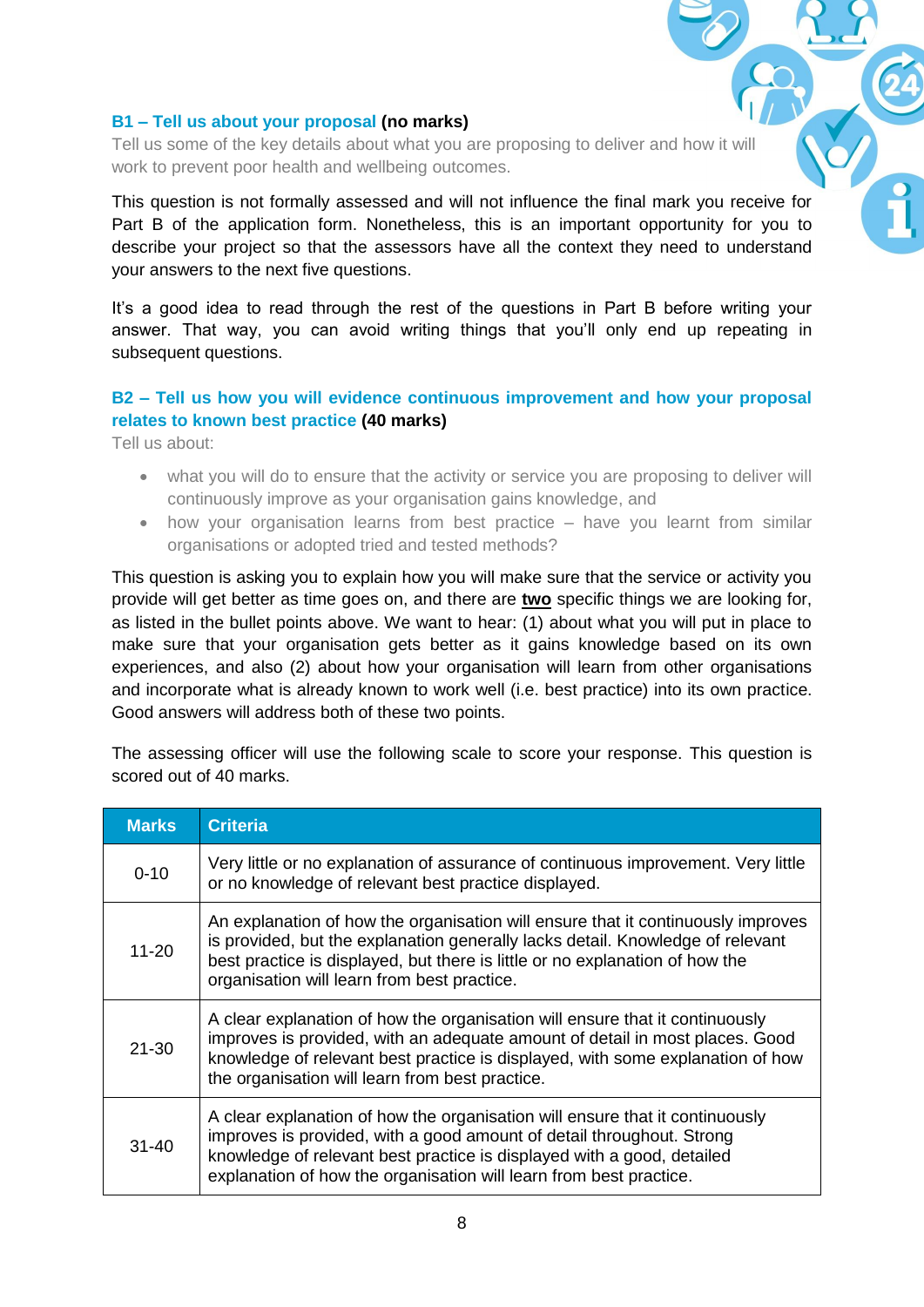### B1 – Tell us about your proposal **(no marks)**

Tell us some of the key details about what you are proposing to deliver and how it will work to prevent poor health and wellbeing outcomes.

This question is not formally assessed and will not influence the final mark you receive for Part B of the application form. Nonetheless, this is an important opportunity for you to describe your project so that the assessors have all the context they need to understand your answers to the next five questions.

It's a good idea to read through the rest of the questions in Part B before writing your answer. That way, you can avoid writing things that you'll only end up repeating in subsequent questions.

### B2 – Tell us how you will evidence continuous improvement and how your proposal relates to known best practice **(40 marks)**

Tell us about:

- what you will do to ensure that the activity or service you are proposing to deliver will continuously improve as your organisation gains knowledge, and
- how your organisation learns from best practice – have you learnt from similar organisations or adopted tried and tested methods?

This question is asking you to explain how you will make sure that the service or activity you provide will get better as time goes on, and there are **two** specific things we are looking for, as listed in the bullet points above. We want to hear: (1) about what you will put in place to make sure that your organisation gets better as it gains knowledge based on its own experiences, and also (2) about how your organisation will learn from other organisations and incorporate what is already known to work well (i.e. best practice) into its own practice. Good answers will address both of these two points.

The assessing officer will use the following scale to score your response. This question is scored out of 40 marks.

| Marks | Criteria |
|---|---|
| 0-10 | Very little or no explanation of assurance of continuous improvement. Very little or no knowledge of relevant best practice displayed. |
| 11-20 | An explanation of how the organisation will ensure that it continuously improves is provided, but the explanation generally lacks detail. Knowledge of relevant best practice is displayed, but there is little or no explanation of how the organisation will learn from best practice. |
| 21-30 | A clear explanation of how the organisation will ensure that it continuously improves is provided, with an adequate amount of detail in most places. Good knowledge of relevant best practice is displayed, with some explanation of how the organisation will learn from best practice. |
| 31-40 | A clear explanation of how the organisation will ensure that it continuously improves is provided, with a good amount of detail throughout. Strong knowledge of relevant best practice is displayed with a good, detailed explanation of how the organisation will learn from best practice. |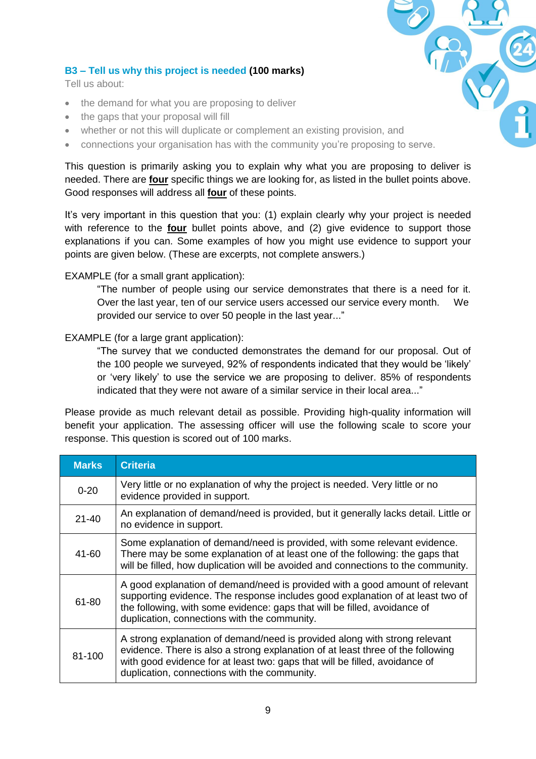### B3 – Tell us why this project is needed **(100 marks)**

Tell us about:

- the demand for what you are proposing to deliver
- the gaps that your proposal will fill
- whether or not this will duplicate or complement an existing provision, and
- connections your organisation has with the community you're proposing to serve.

This question is primarily asking you to explain why what you are proposing to deliver is needed. There are **four** specific things we are looking for, as listed in the bullet points above. Good responses will address all **four** of these points.

It's very important in this question that you: (1) explain clearly why your project is needed with reference to the **four** bullet points above, and (2) give evidence to support those explanations if you can. Some examples of how you might use evidence to support your points are given below. (These are excerpts, not complete answers.)

EXAMPLE (for a small grant application):

> "The number of people using our service demonstrates that there is a need for it. Over the last year, ten of our service users accessed our service every month. We provided our service to over 50 people in the last year..."

EXAMPLE (for a large grant application):

> "The survey that we conducted demonstrates the demand for our proposal. Out of the 100 people we surveyed, 92% of respondents indicated that they would be 'likely' or 'very likely' to use the service we are proposing to deliver. 85% of respondents indicated that they were not aware of a similar service in their local area..."

Please provide as much relevant detail as possible. Providing high-quality information will benefit your application. The assessing officer will use the following scale to score your response. This question is scored out of 100 marks.

| Marks | Criteria |
|---|---|
| 0-20 | Very little or no explanation of why the project is needed. Very little or no evidence provided in support. |
| 21-40 | An explanation of demand/need is provided, but it generally lacks detail. Little or no evidence in support. |
| 41-60 | Some explanation of demand/need is provided, with some relevant evidence. There may be some explanation of at least one of the following: the gaps that will be filled, how duplication will be avoided and connections to the community. |
| 61-80 | A good explanation of demand/need is provided with a good amount of relevant supporting evidence. The response includes good explanation of at least two of the following, with some evidence: gaps that will be filled, avoidance of duplication, connections with the community. |
| 81-100 | A strong explanation of demand/need is provided along with strong relevant evidence. There is also a strong explanation of at least three of the following with good evidence for at least two: gaps that will be filled, avoidance of duplication, connections with the community. |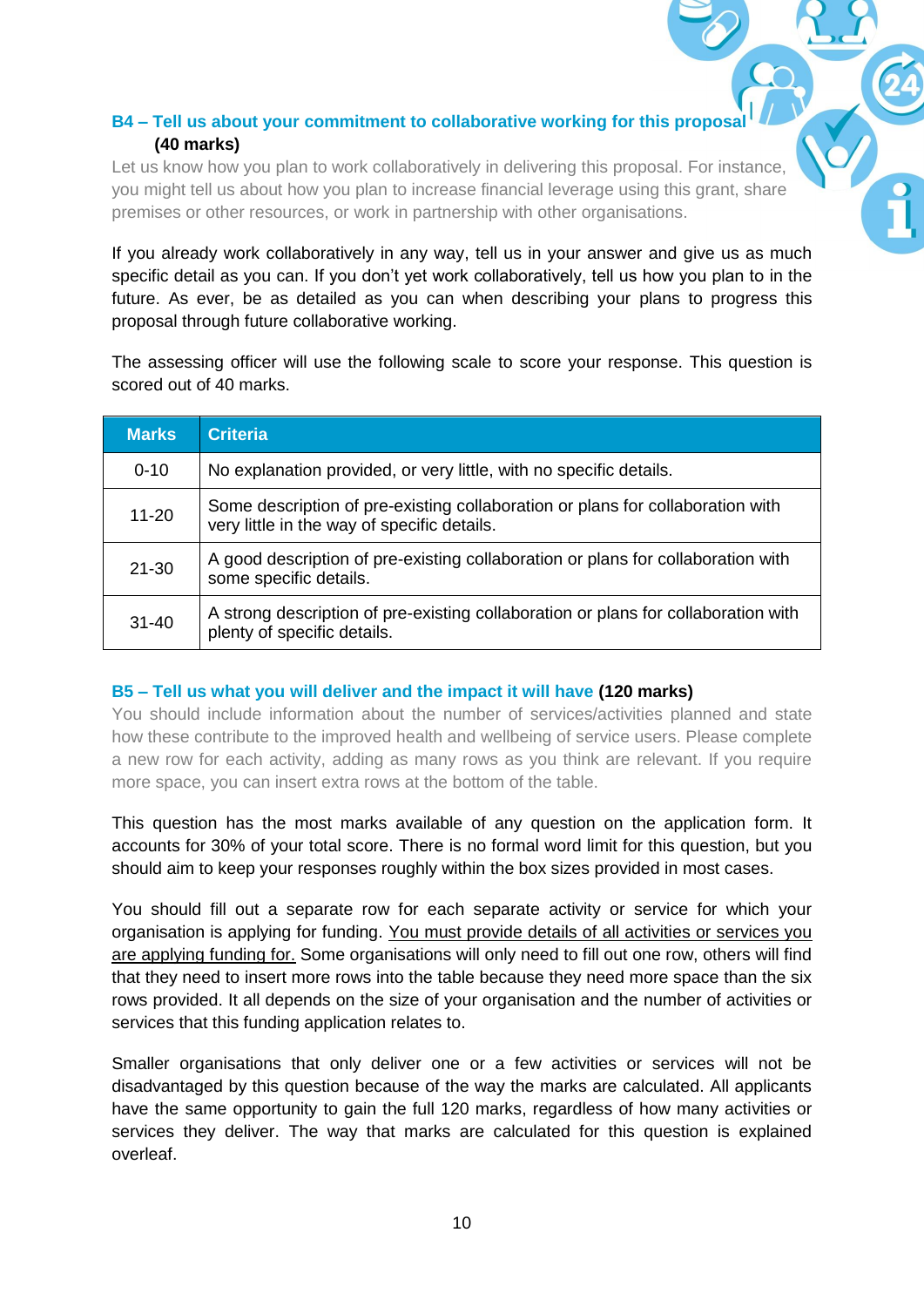### B4 – Tell us about your commitment to collaborative working for this proposal (40 marks)

Let us know how you plan to work collaboratively in delivering this proposal. For instance, you might tell us about how you plan to increase financial leverage using this grant, share premises or other resources, or work in partnership with other organisations.

If you already work collaboratively in any way, tell us in your answer and give us as much specific detail as you can. If you don't yet work collaboratively, tell us how you plan to in the future. As ever, be as detailed as you can when describing your plans to progress this proposal through future collaborative working.

The assessing officer will use the following scale to score your response. This question is scored out of 40 marks.

| Marks | Criteria |
|---|---|
| 0-10 | No explanation provided, or very little, with no specific details. |
| 11-20 | Some description of pre-existing collaboration or plans for collaboration with very little in the way of specific details. |
| 21-30 | A good description of pre-existing collaboration or plans for collaboration with some specific details. |
| 31-40 | A strong description of pre-existing collaboration or plans for collaboration with plenty of specific details. |

### B5 – Tell us what you will deliver and the impact it will have (120 marks)

You should include information about the number of services/activities planned and state how these contribute to the improved health and wellbeing of service users. Please complete a new row for each activity, adding as many rows as you think are relevant. If you require more space, you can insert extra rows at the bottom of the table.

This question has the most marks available of any question on the application form. It accounts for 30% of your total score. There is no formal word limit for this question, but you should aim to keep your responses roughly within the box sizes provided in most cases.

You should fill out a separate row for each separate activity or service for which your organisation is applying for funding. You must provide details of all activities or services you are applying funding for. Some organisations will only need to fill out one row, others will find that they need to insert more rows into the table because they need more space than the six rows provided. It all depends on the size of your organisation and the number of activities or services that this funding application relates to.

Smaller organisations that only deliver one or a few activities or services will not be disadvantaged by this question because of the way the marks are calculated. All applicants have the same opportunity to gain the full 120 marks, regardless of how many activities or services they deliver. The way that marks are calculated for this question is explained overleaf.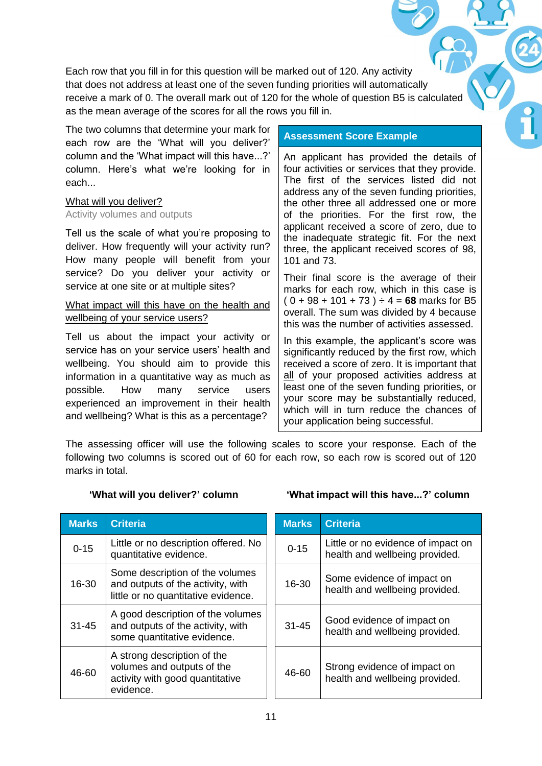Each row that you fill in for this question will be marked out of 120. Any activity that does not address at least one of the seven funding priorities will automatically receive a mark of 0. The overall mark out of 120 for the whole of question B5 is calculated as the mean average of the scores for all the rows you fill in.

The two columns that determine your mark for each row are the 'What will you deliver?' column and the 'What impact will this have...?' column. Here's what we're looking for in each...

What will you deliver?

Activity volumes and outputs

Tell us the scale of what you're proposing to deliver. How frequently will your activity run? How many people will benefit from your service? Do you deliver your activity or service at one site or at multiple sites?

What impact will this have on the health and wellbeing of your service users?

Tell us about the impact your activity or service has on your service users' health and wellbeing. You should aim to provide this information in a quantitative way as much as possible. How many service users experienced an improvement in their health and wellbeing? What is this as a percentage?

### Assessment Score Example

An applicant has provided the details of four activities or services that they provide. The first of the services listed did not address any of the seven funding priorities, the other three all addressed one or more of the priorities. For the first row, the applicant received a score of zero, due to the inadequate strategic fit. For the next three, the applicant received scores of 98, 101 and 73.

Their final score is the average of their marks for each row, which in this case is ( 0 + 98 + 101 + 73 ) ÷ 4 = **68** marks for B5 overall. The sum was divided by 4 because this was the number of activities assessed.

In this example, the applicant's score was significantly reduced by the first row, which received a score of zero. It is important that all of your proposed activities address at least one of the seven funding priorities, or your score may be substantially reduced, which will in turn reduce the chances of your application being successful.

The assessing officer will use the following scales to score your response. Each of the following two columns is scored out of 60 for each row, so each row is scored out of 120 marks in total.

**'What will you deliver?' column**

| Marks | Criteria |
|---|---|
| 0-15 | Little or no description offered. No quantitative evidence. |
| 16-30 | Some description of the volumes and outputs of the activity, with little or no quantitative evidence. |
| 31-45 | A good description of the volumes and outputs of the activity, with some quantitative evidence. |
| 46-60 | A strong description of the volumes and outputs of the activity with good quantitative evidence. |

**'What impact will this have...?' column**

| Marks | Criteria |
|---|---|
| 0-15 | Little or no evidence of impact on health and wellbeing provided. |
| 16-30 | Some evidence of impact on health and wellbeing provided. |
| 31-45 | Good evidence of impact on health and wellbeing provided. |
| 46-60 | Strong evidence of impact on health and wellbeing provided. |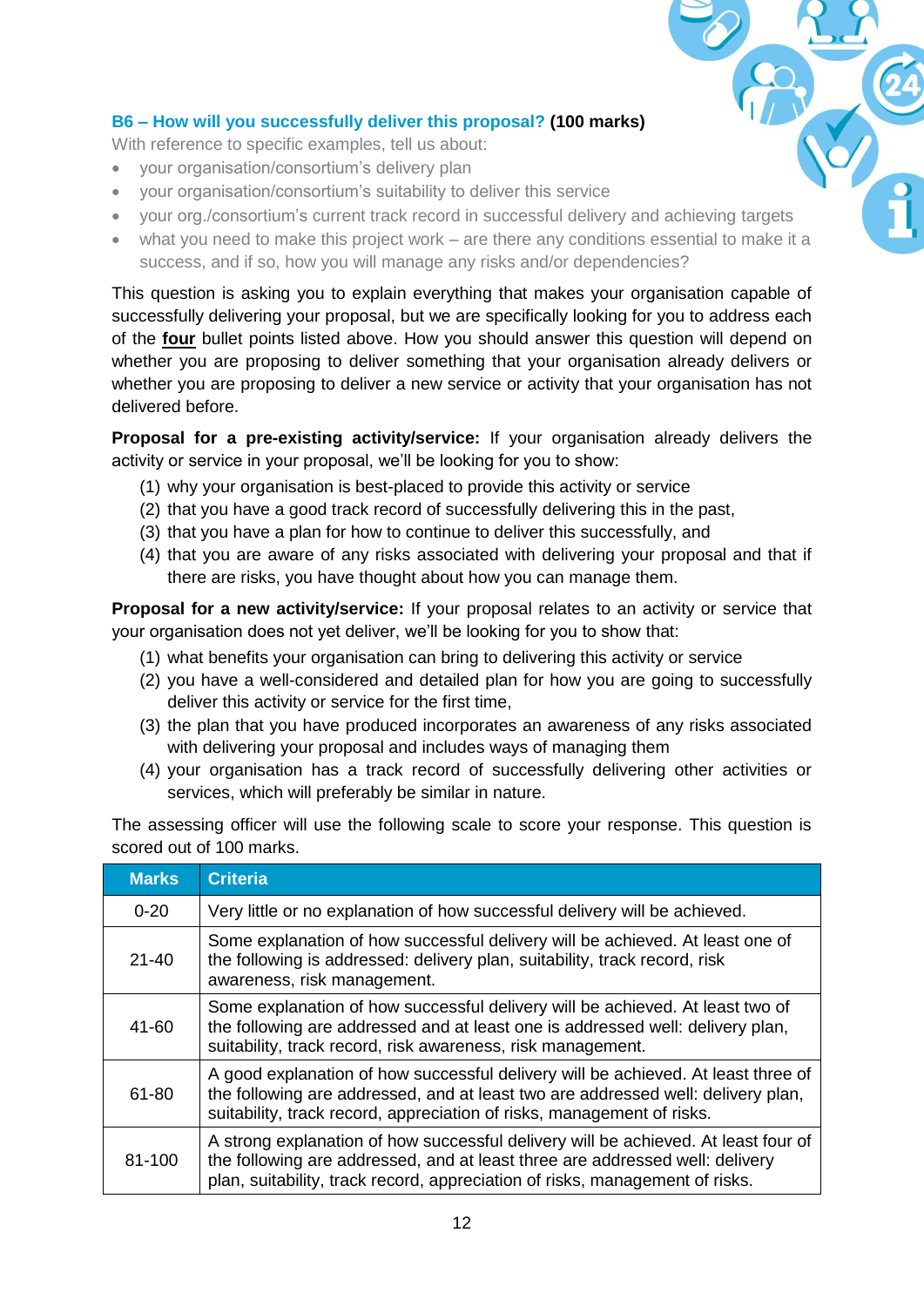### B6 – How will you successfully deliver this proposal? **(100 marks)**

With reference to specific examples, tell us about:

- your organisation/consortium's delivery plan
- your organisation/consortium's suitability to deliver this service
- your org./consortium's current track record in successful delivery and achieving targets
- what you need to make this project work – are there any conditions essential to make it a success, and if so, how you will manage any risks and/or dependencies?

This question is asking you to explain everything that makes your organisation capable of successfully delivering your proposal, but we are specifically looking for you to address each of the **four** bullet points listed above. How you should answer this question will depend on whether you are proposing to deliver something that your organisation already delivers or whether you are proposing to deliver a new service or activity that your organisation has not delivered before.

**Proposal for a pre-existing activity/service:** If your organisation already delivers the activity or service in your proposal, we'll be looking for you to show:

1. why your organisation is best-placed to provide this activity or service
2. that you have a good track record of successfully delivering this in the past,
3. that you have a plan for how to continue to deliver this successfully, and
4. that you are aware of any risks associated with delivering your proposal and that if there are risks, you have thought about how you can manage them.

**Proposal for a new activity/service:** If your proposal relates to an activity or service that your organisation does not yet deliver, we'll be looking for you to show that:

1. what benefits your organisation can bring to delivering this activity or service
2. you have a well-considered and detailed plan for how you are going to successfully deliver this activity or service for the first time,
3. the plan that you have produced incorporates an awareness of any risks associated with delivering your proposal and includes ways of managing them
4. your organisation has a track record of successfully delivering other activities or services, which will preferably be similar in nature.

The assessing officer will use the following scale to score your response. This question is scored out of 100 marks.

| Marks | Criteria |
|---|---|
| 0-20 | Very little or no explanation of how successful delivery will be achieved. |
| 21-40 | Some explanation of how successful delivery will be achieved. At least one of the following is addressed: delivery plan, suitability, track record, risk awareness, risk management. |
| 41-60 | Some explanation of how successful delivery will be achieved. At least two of the following are addressed and at least one is addressed well: delivery plan, suitability, track record, risk awareness, risk management. |
| 61-80 | A good explanation of how successful delivery will be achieved. At least three of the following are addressed, and at least two are addressed well: delivery plan, suitability, track record, appreciation of risks, management of risks. |
| 81-100 | A strong explanation of how successful delivery will be achieved. At least four of the following are addressed, and at least three are addressed well: delivery plan, suitability, track record, appreciation of risks, management of risks. |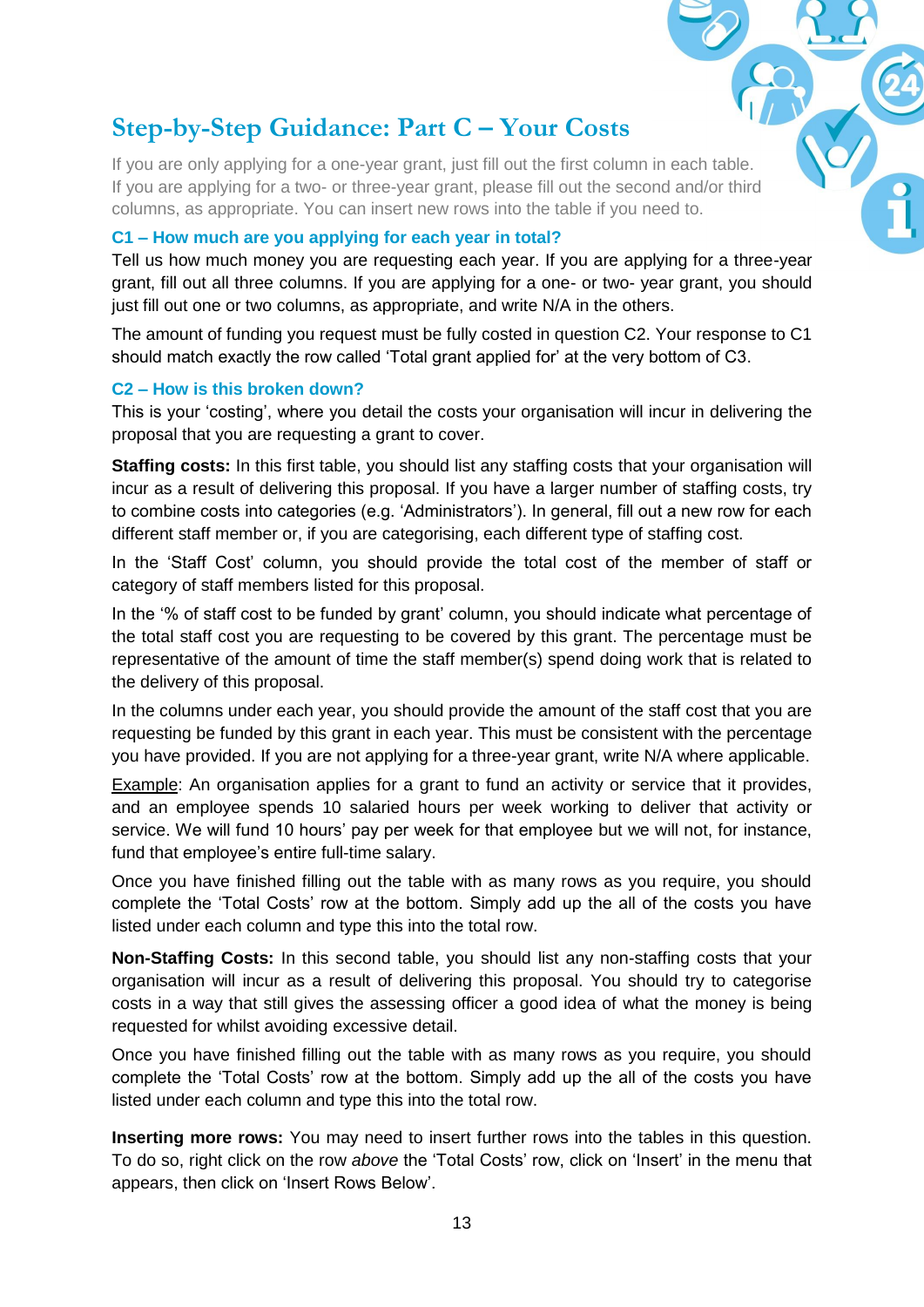## Step-by-Step Guidance: Part C – Your Costs

If you are only applying for a one-year grant, just fill out the first column in each table. If you are applying for a two- or three-year grant, please fill out the second and/or third columns, as appropriate. You can insert new rows into the table if you need to.

### C1 – How much are you applying for each year in total?

Tell us how much money you are requesting each year. If you are applying for a three-year grant, fill out all three columns. If you are applying for a one- or two- year grant, you should just fill out one or two columns, as appropriate, and write N/A in the others.

The amount of funding you request must be fully costed in question C2. Your response to C1 should match exactly the row called 'Total grant applied for' at the very bottom of C3.

### C2 – How is this broken down?

This is your 'costing', where you detail the costs your organisation will incur in delivering the proposal that you are requesting a grant to cover.

**Staffing costs:** In this first table, you should list any staffing costs that your organisation will incur as a result of delivering this proposal. If you have a larger number of staffing costs, try to combine costs into categories (e.g. 'Administrators'). In general, fill out a new row for each different staff member or, if you are categorising, each different type of staffing cost.

In the 'Staff Cost' column, you should provide the total cost of the member of staff or category of staff members listed for this proposal.

In the '% of staff cost to be funded by grant' column, you should indicate what percentage of the total staff cost you are requesting to be covered by this grant. The percentage must be representative of the amount of time the staff member(s) spend doing work that is related to the delivery of this proposal.

In the columns under each year, you should provide the amount of the staff cost that you are requesting be funded by this grant in each year. This must be consistent with the percentage you have provided. If you are not applying for a three-year grant, write N/A where applicable.

<u>Example</u>: An organisation applies for a grant to fund an activity or service that it provides, and an employee spends 10 salaried hours per week working to deliver that activity or service. We will fund 10 hours' pay per week for that employee but we will not, for instance, fund that employee's entire full-time salary.

Once you have finished filling out the table with as many rows as you require, you should complete the 'Total Costs' row at the bottom. Simply add up the all of the costs you have listed under each column and type this into the total row.

**Non-Staffing Costs:** In this second table, you should list any non-staffing costs that your organisation will incur as a result of delivering this proposal. You should try to categorise costs in a way that still gives the assessing officer a good idea of what the money is being requested for whilst avoiding excessive detail.

Once you have finished filling out the table with as many rows as you require, you should complete the 'Total Costs' row at the bottom. Simply add up the all of the costs you have listed under each column and type this into the total row.

**Inserting more rows:** You may need to insert further rows into the tables in this question. To do so, right click on the row *above* the 'Total Costs' row, click on 'Insert' in the menu that appears, then click on 'Insert Rows Below'.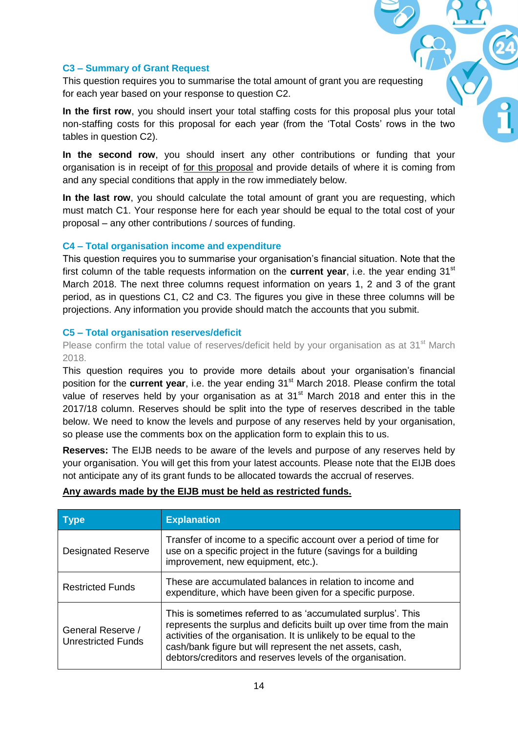### C3 – Summary of Grant Request

This question requires you to summarise the total amount of grant you are requesting for each year based on your response to question C2.

**In the first row**, you should insert your total staffing costs for this proposal plus your total non-staffing costs for this proposal for each year (from the 'Total Costs' rows in the two tables in question C2).

**In the second row**, you should insert any other contributions or funding that your organisation is in receipt of for this proposal and provide details of where it is coming from and any special conditions that apply in the row immediately below.

**In the last row**, you should calculate the total amount of grant you are requesting, which must match C1. Your response here for each year should be equal to the total cost of your proposal – any other contributions / sources of funding.

### C4 – Total organisation income and expenditure

This question requires you to summarise your organisation's financial situation. Note that the first column of the table requests information on the **current year**, i.e. the year ending 31st March 2018. The next three columns request information on years 1, 2 and 3 of the grant period, as in questions C1, C2 and C3. The figures you give in these three columns will be projections. Any information you provide should match the accounts that you submit.

### C5 – Total organisation reserves/deficit

Please confirm the total value of reserves/deficit held by your organisation as at 31st March 2018.

This question requires you to provide more details about your organisation's financial position for the **current year**, i.e. the year ending 31st March 2018. Please confirm the total value of reserves held by your organisation as at 31st March 2018 and enter this in the 2017/18 column. Reserves should be split into the type of reserves described in the table below. We need to know the levels and purpose of any reserves held by your organisation, so please use the comments box on the application form to explain this to us.

**Reserves:** The EIJB needs to be aware of the levels and purpose of any reserves held by your organisation. You will get this from your latest accounts. Please note that the EIJB does not anticipate any of its grant funds to be allocated towards the accrual of reserves.

**Any awards made by the EIJB must be held as restricted funds.**

| Type | Explanation |
|---|---|
| Designated Reserve | Transfer of income to a specific account over a period of time for use on a specific project in the future (savings for a building improvement, new equipment, etc.). |
| Restricted Funds | These are accumulated balances in relation to income and expenditure, which have been given for a specific purpose. |
| General Reserve / Unrestricted Funds | This is sometimes referred to as 'accumulated surplus'. This represents the surplus and deficits built up over time from the main activities of the organisation. It is unlikely to be equal to the cash/bank figure but will represent the net assets, cash, debtors/creditors and reserves levels of the organisation. |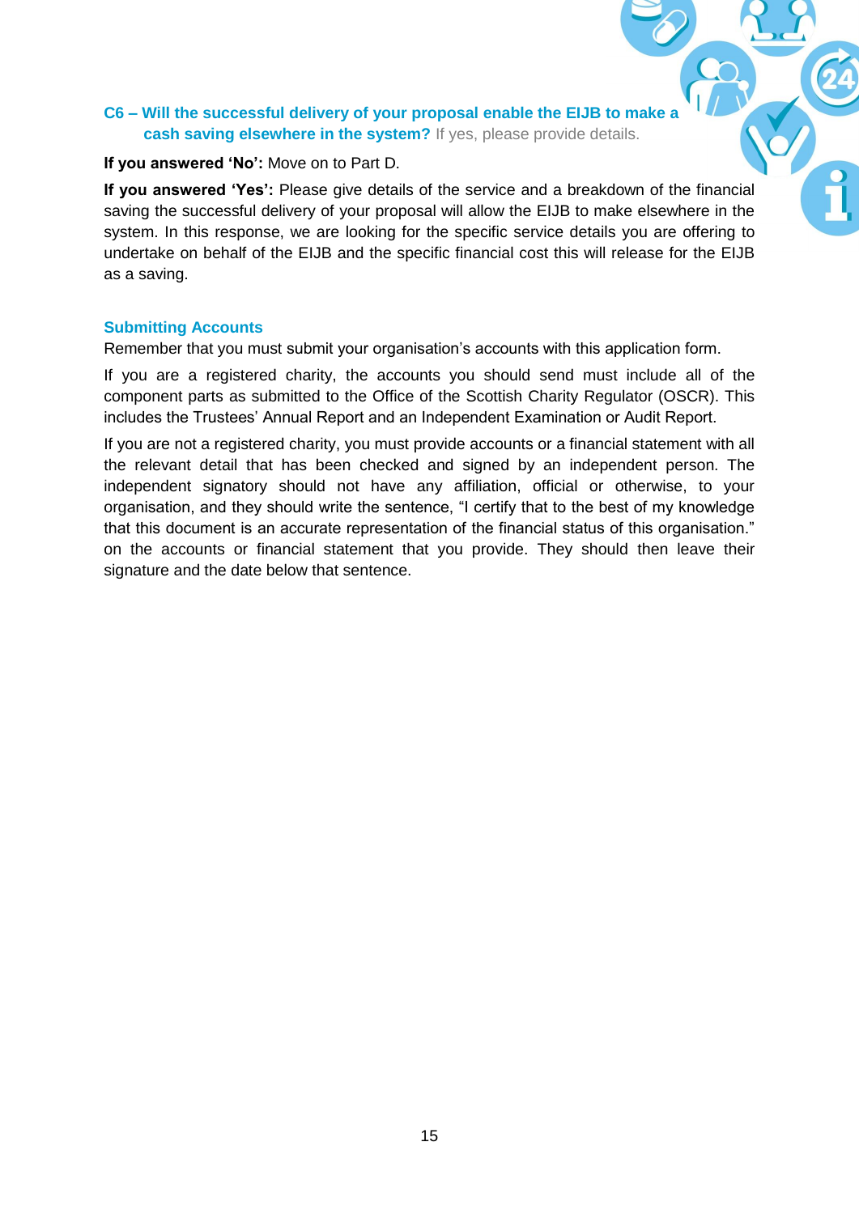### C6 – Will the successful delivery of your proposal enable the EIJB to make a cash saving elsewhere in the system? If yes, please provide details.

**If you answered 'No':** Move on to Part D.

**If you answered 'Yes':** Please give details of the service and a breakdown of the financial saving the successful delivery of your proposal will allow the EIJB to make elsewhere in the system. In this response, we are looking for the specific service details you are offering to undertake on behalf of the EIJB and the specific financial cost this will release for the EIJB as a saving.

### Submitting Accounts

Remember that you must submit your organisation's accounts with this application form.

If you are a registered charity, the accounts you should send must include all of the component parts as submitted to the Office of the Scottish Charity Regulator (OSCR). This includes the Trustees' Annual Report and an Independent Examination or Audit Report.

If you are not a registered charity, you must provide accounts or a financial statement with all the relevant detail that has been checked and signed by an independent person. The independent signatory should not have any affiliation, official or otherwise, to your organisation, and they should write the sentence, "I certify that to the best of my knowledge that this document is an accurate representation of the financial status of this organisation." on the accounts or financial statement that you provide. They should then leave their signature and the date below that sentence.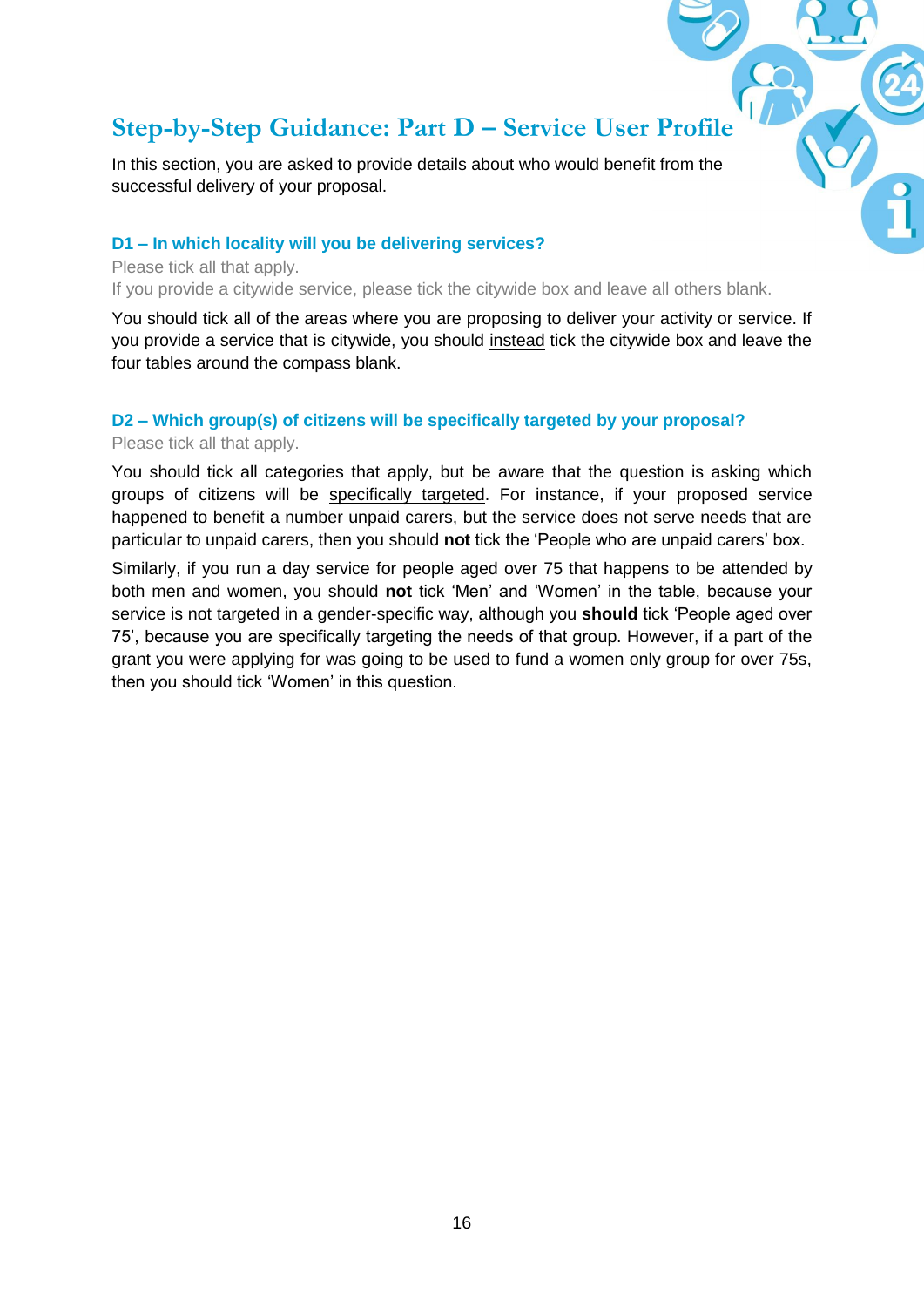## Step-by-Step Guidance: Part D – Service User Profile

In this section, you are asked to provide details about who would benefit from the successful delivery of your proposal.

### D1 – In which locality will you be delivering services?

Please tick all that apply.

If you provide a citywide service, please tick the citywide box and leave all others blank.

You should tick all of the areas where you are proposing to deliver your activity or service. If you provide a service that is citywide, you should instead tick the citywide box and leave the four tables around the compass blank.

### D2 – Which group(s) of citizens will be specifically targeted by your proposal?

Please tick all that apply.

You should tick all categories that apply, but be aware that the question is asking which groups of citizens will be specifically targeted. For instance, if your proposed service happened to benefit a number unpaid carers, but the service does not serve needs that are particular to unpaid carers, then you should **not** tick the 'People who are unpaid carers' box.

Similarly, if you run a day service for people aged over 75 that happens to be attended by both men and women, you should **not** tick 'Men' and 'Women' in the table, because your service is not targeted in a gender-specific way, although you **should** tick 'People aged over 75', because you are specifically targeting the needs of that group. However, if a part of the grant you were applying for was going to be used to fund a women only group for over 75s, then you should tick 'Women' in this question.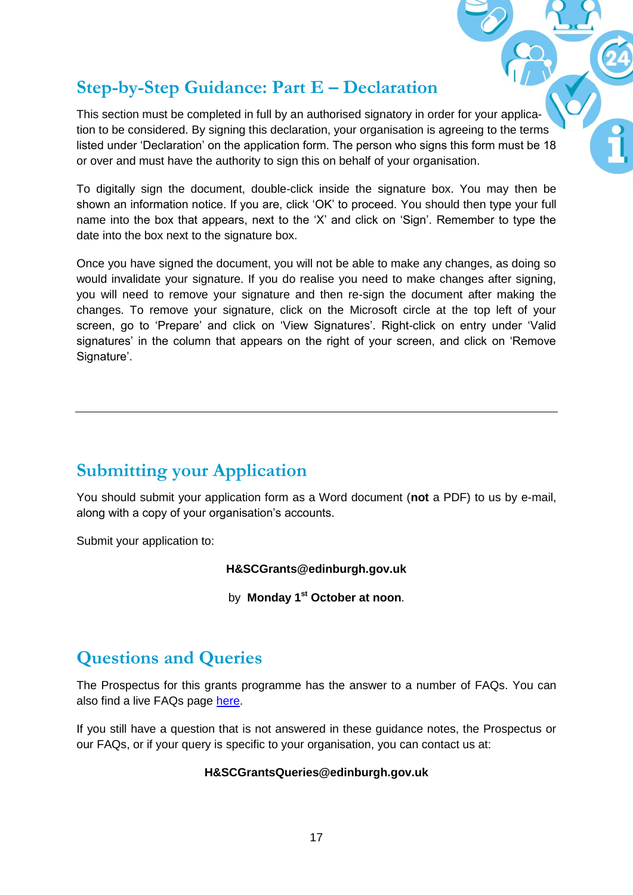## Step-by-Step Guidance: Part E – Declaration

This section must be completed in full by an authorised signatory in order for your application to be considered. By signing this declaration, your organisation is agreeing to the terms listed under 'Declaration' on the application form. The person who signs this form must be 18 or over and must have the authority to sign this on behalf of your organisation.

To digitally sign the document, double-click inside the signature box. You may then be shown an information notice. If you are, click 'OK' to proceed. You should then type your full name into the box that appears, next to the 'X' and click on 'Sign'. Remember to type the date into the box next to the signature box.

Once you have signed the document, you will not be able to make any changes, as doing so would invalidate your signature. If you do realise you need to make changes after signing, you will need to remove your signature and then re-sign the document after making the changes. To remove your signature, click on the Microsoft circle at the top left of your screen, go to 'Prepare' and click on 'View Signatures'. Right-click on entry under 'Valid signatures' in the column that appears on the right of your screen, and click on 'Remove Signature'.

---

## Submitting your Application

You should submit your application form as a Word document (**not** a PDF) to us by e-mail, along with a copy of your organisation's accounts.

Submit your application to:

**H&SCGrants@edinburgh.gov.uk**

by **Monday 1st October at noon**.

## Questions and Queries

The Prospectus for this grants programme has the answer to a number of FAQs. You can also find a live FAQs page [here](#).

If you still have a question that is not answered in these guidance notes, the Prospectus or our FAQs, or if your query is specific to your organisation, you can contact us at:

**H&SCGrantsQueries@edinburgh.gov.uk**